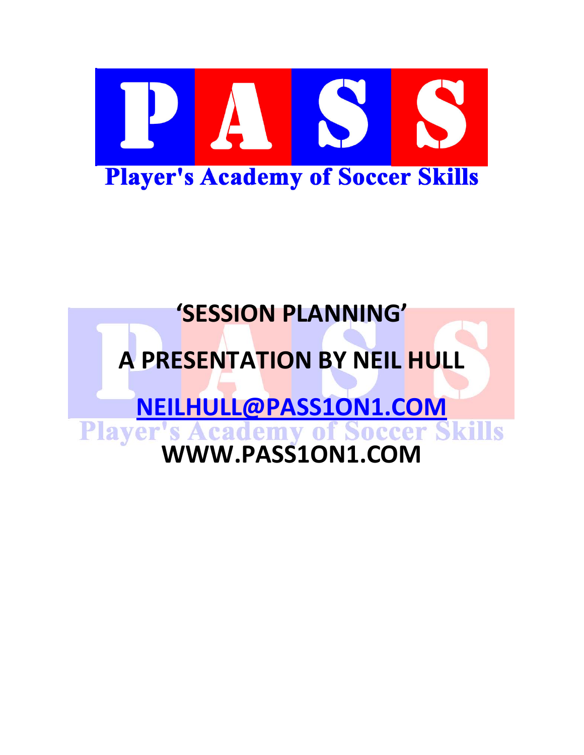# PASS

**Player's Academy of Soccer Skills**

# 'SESSION PLANNING'

# A PRESENTATION BY NEIL HULL

**NEILHULL@PASS1ON1.COM**

**WWW.PASS1ON1.COM**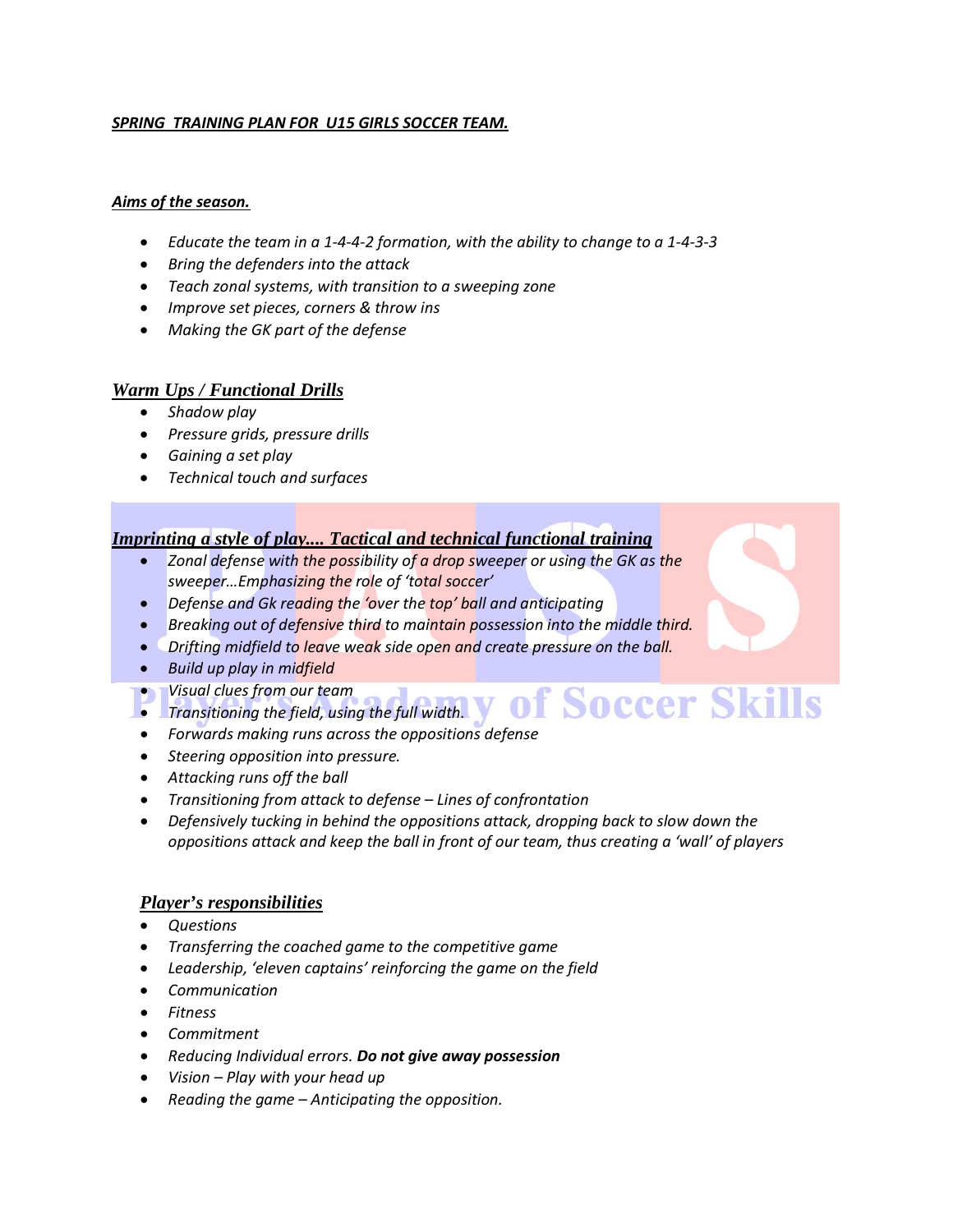## ***SPRING TRAINING PLAN FOR U15 GIRLS SOCCER TEAM.***

### ***Aims of the season.***

- *Educate the team in a 1-4-4-2 formation, with the ability to change to a 1-4-3-3*
- *Bring the defenders into the attack*
- *Teach zonal systems, with transition to a sweeping zone*
- *Improve set pieces, corners & throw ins*
- *Making the GK part of the defense*

### ***Warm Ups / Functional Drills***

- *Shadow play*
- *Pressure grids, pressure drills*
- *Gaining a set play*
- *Technical touch and surfaces*

### ***Imprinting a style of play.... Tactical and technical functional training***

- *Zonal defense with the possibility of a drop sweeper or using the GK as the sweeper…Emphasizing the role of 'total soccer'*
- *Defense and Gk reading the 'over the top' ball and anticipating*
- *Breaking out of defensive third to maintain possession into the middle third.*
- *Drifting midfield to leave weak side open and create pressure on the ball.*
- *Build up play in midfield*
- *Visual clues from our team*
- *Transitioning the field, using the full width.*
- *Forwards making runs across the oppositions defense*
- *Steering opposition into pressure.*
- *Attacking runs off the ball*
- *Transitioning from attack to defense – Lines of confrontation*
- *Defensively tucking in behind the oppositions attack, dropping back to slow down the oppositions attack and keep the ball in front of our team, thus creating a 'wall' of players*

### ***Player's responsibilities***

- *Questions*
- *Transferring the coached game to the competitive game*
- *Leadership, 'eleven captains' reinforcing the game on the field*
- *Communication*
- *Fitness*
- *Commitment*
- *Reducing Individual errors.* ***Do not give away possession***
- *Vision – Play with your head up*
- *Reading the game – Anticipating the opposition.*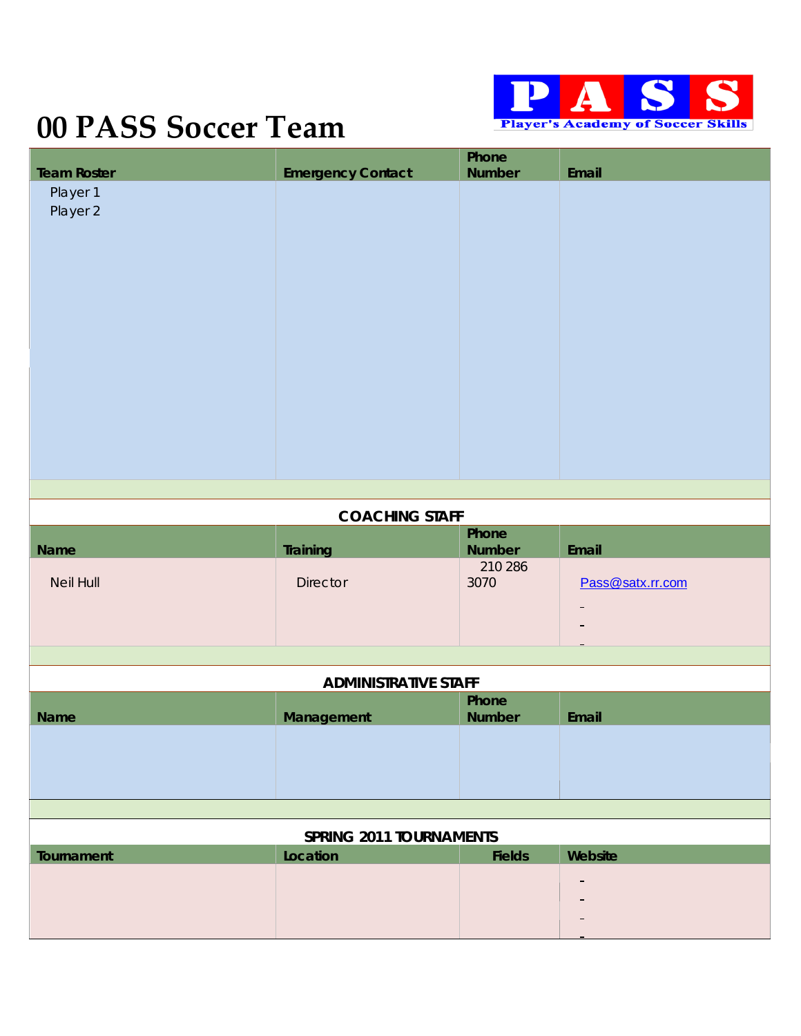# 00 PASS Soccer Team

PASS
Player's Academy of Soccer Skills

| Team Roster | Emergency Contact | Phone Number | Email |
|---|---|---|---|
| Player 1 | | | |
| Player 2 | | | |

**COACHING STAFF**

| Name | Training | Phone Number | Email |
|---|---|---|---|
| Neil Hull | Director | 210 286 3070 | Pass@satx.rr.com |

**ADMINISTRATIVE STAFF**

| Name | Management | Phone Number | Email |
|---|---|---|---|
| | | | |

**SPRING 2011 TOURNAMENTS**

| Tournament | Location | Fields | Website |
|---|---|---|---|
| | | | |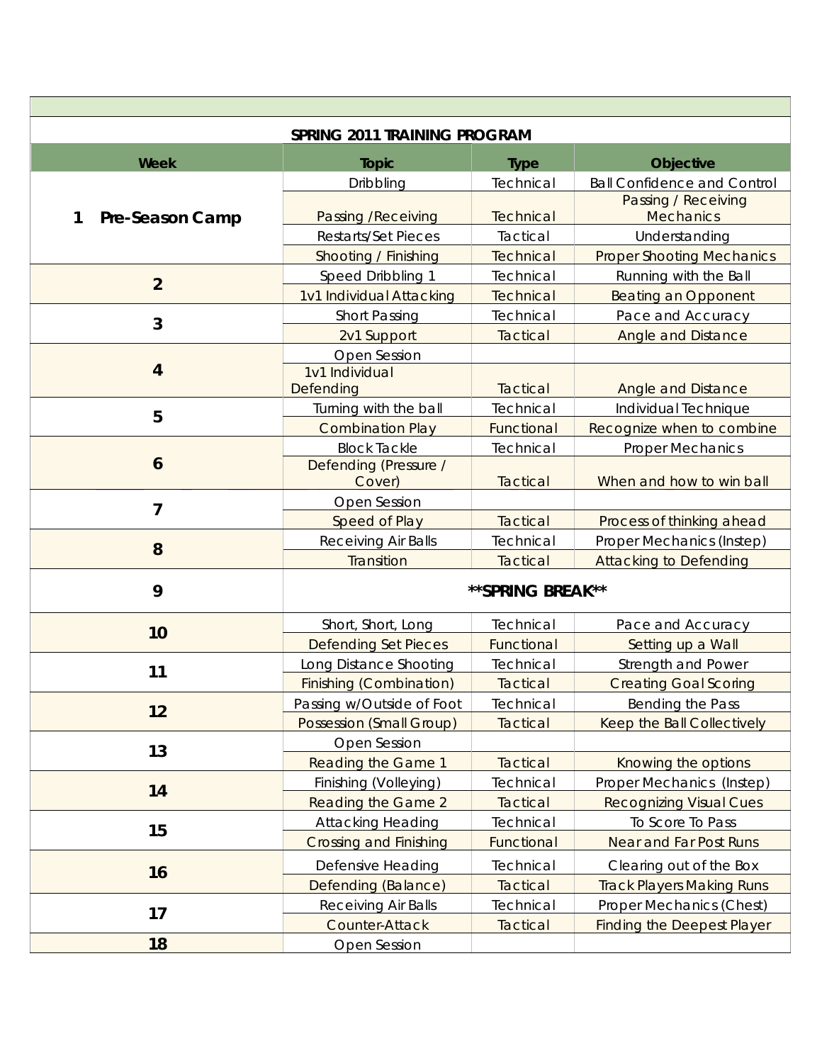## SPRING 2011 TRAINING PROGRAM

| Week | Topic | Type | Objective |
|---|---|---|---|
| 1 Pre-Season Camp | Dribbling | Technical | Ball Confidence and Control |
| | Passing /Receiving | Technical | Passing / Receiving Mechanics |
| | Restarts/Set Pieces | Tactical | Understanding |
| | Shooting / Finishing | Technical | Proper Shooting Mechanics |
| 2 | Speed Dribbling 1 | Technical | Running with the Ball |
| | 1v1 Individual Attacking | Technical | Beating an Opponent |
| 3 | Short Passing | Technical | Pace and Accuracy |
| | 2v1 Support | Tactical | Angle and Distance |
| 4 | Open Session | | |
| | 1v1 Individual Defending | Tactical | Angle and Distance |
| 5 | Turning with the ball | Technical | Individual Technique |
| | Combination Play | Functional | Recognize when to combine |
| 6 | Block Tackle | Technical | Proper Mechanics |
| | Defending (Pressure / Cover) | Tactical | When and how to win ball |
| 7 | Open Session | | |
| | Speed of Play | Tactical | Process of thinking ahead |
| 8 | Receiving Air Balls | Technical | Proper Mechanics (Instep) |
| | Transition | Tactical | Attacking to Defending |
| 9 | **SPRING BREAK** | | |
| 10 | Short, Short, Long | Technical | Pace and Accuracy |
| | Defending Set Pieces | Functional | Setting up a Wall |
| 11 | Long Distance Shooting | Technical | Strength and Power |
| | Finishing (Combination) | Tactical | Creating Goal Scoring |
| 12 | Passing w/Outside of Foot | Technical | Bending the Pass |
| | Possession (Small Group) | Tactical | Keep the Ball Collectively |
| 13 | Open Session | | |
| | Reading the Game 1 | Tactical | Knowing the options |
| 14 | Finishing (Volleying) | Technical | Proper Mechanics (Instep) |
| | Reading the Game 2 | Tactical | Recognizing Visual Cues |
| 15 | Attacking Heading | Technical | To Score To Pass |
| | Crossing and Finishing | Functional | Near and Far Post Runs |
| 16 | Defensive Heading | Technical | Clearing out of the Box |
| | Defending (Balance) | Tactical | Track Players Making Runs |
| 17 | Receiving Air Balls | Technical | Proper Mechanics (Chest) |
| | Counter-Attack | Tactical | Finding the Deepest Player |
| 18 | Open Session | | |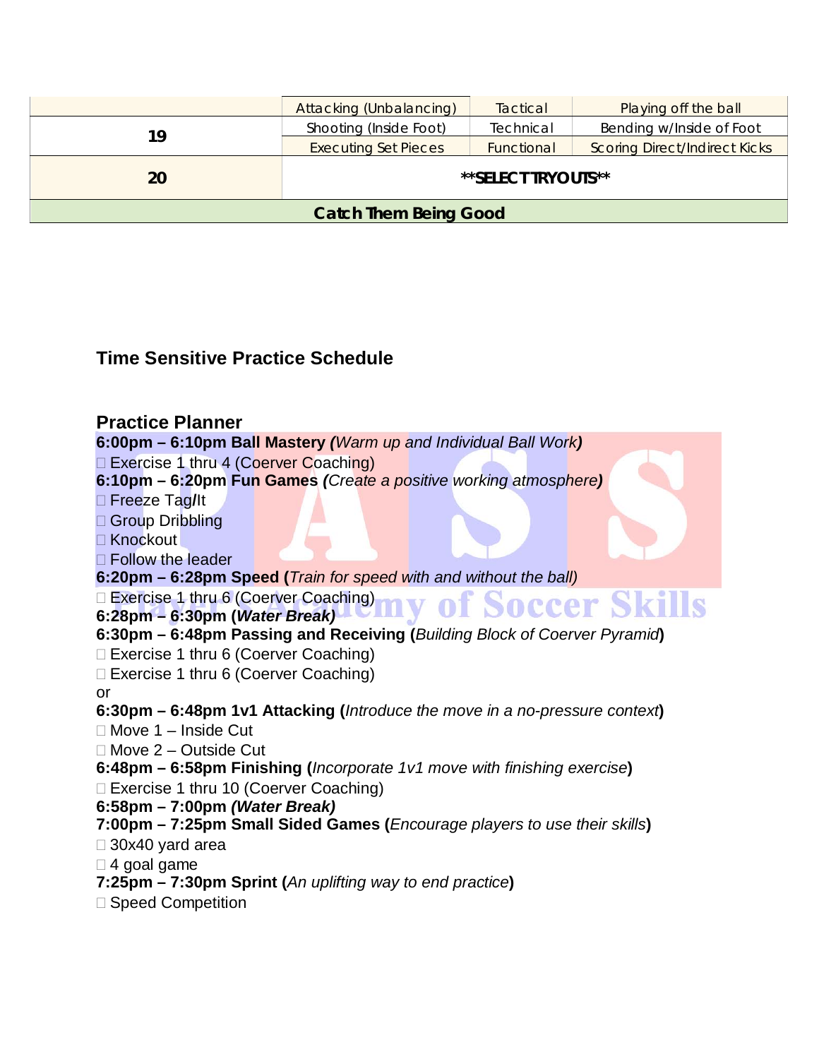| | | | |
|---|---|---|---|
| 19 | Attacking (Unbalancing) | Tactical | Playing off the ball |
| | Shooting (Inside Foot) | Technical | Bending w/Inside of Foot |
| | Executing Set Pieces | Functional | Scoring Direct/Indirect Kicks |
| 20 | **SELECT TRYOUTS** | | |
| **Catch Them Being Good** | | | |

## Time Sensitive Practice Schedule

## Practice Planner

**6:00pm – 6:10pm Ball Mastery *(**Warm up and Individual Ball Work**)***

- Exercise 1 thru 4 (Coerver Coaching)

**6:10pm – 6:20pm Fun Games *(**Create a positive working atmosphere**)***

- Freeze Tag/It
- Group Dribbling
- Knockout
- Follow the leader

**6:20pm – 6:28pm Speed (***Train for speed with and without the ball***)**

- Exercise 1 thru 6 (Coerver Coaching)

**6:28pm – 6:30pm (*Water Break*)**

**6:30pm – 6:48pm Passing and Receiving (***Building Block of Coerver Pyramid***)**

- Exercise 1 thru 6 (Coerver Coaching)
- Exercise 1 thru 6 (Coerver Coaching)

or

**6:30pm – 6:48pm 1v1 Attacking (***Introduce the move in a no-pressure context***)**

- Move 1 – Inside Cut
- Move 2 – Outside Cut

**6:48pm – 6:58pm Finishing (***Incorporate 1v1 move with finishing exercise***)**

- Exercise 1 thru 10 (Coerver Coaching)

**6:58pm – 7:00pm *(Water Break)***

**7:00pm – 7:25pm Small Sided Games (***Encourage players to use their skills***)**

- 30x40 yard area
- 4 goal game

**7:25pm – 7:30pm Sprint (***An uplifting way to end practice***)**

- Speed Competition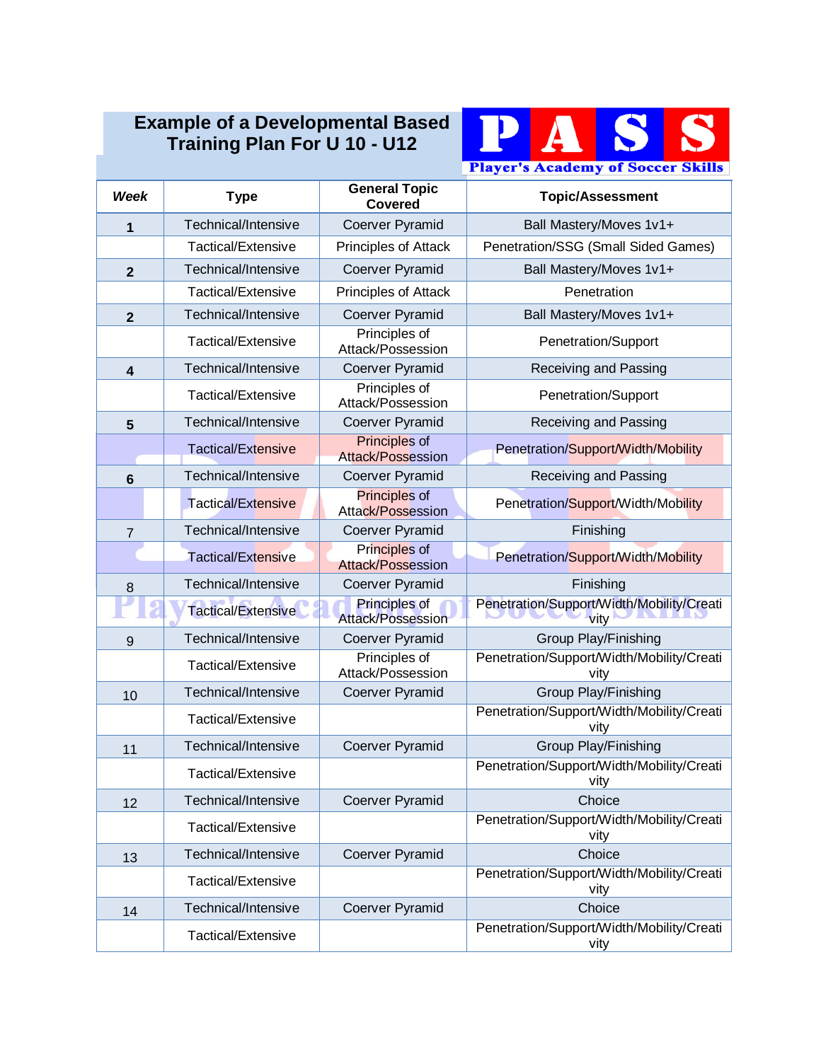# Example of a Developmental Based Training Plan For U 10 - U12

**PASS**
**Player's Academy of Soccer Skills**

| *Week* | Type | General Topic Covered | Topic/Assessment |
|---|---|---|---|
| **1** | Technical/Intensive | Coerver Pyramid | Ball Mastery/Moves 1v1+ |
| | Tactical/Extensive | Principles of Attack | Penetration/SSG (Small Sided Games) |
| **2** | Technical/Intensive | Coerver Pyramid | Ball Mastery/Moves 1v1+ |
| | Tactical/Extensive | Principles of Attack | Penetration |
| **2** | Technical/Intensive | Coerver Pyramid | Ball Mastery/Moves 1v1+ |
| | Tactical/Extensive | Principles of Attack/Possession | Penetration/Support |
| **4** | Technical/Intensive | Coerver Pyramid | Receiving and Passing |
| | Tactical/Extensive | Principles of Attack/Possession | Penetration/Support |
| **5** | Technical/Intensive | Coerver Pyramid | Receiving and Passing |
| | Tactical/Extensive | Principles of Attack/Possession | Penetration/Support/Width/Mobility |
| **6** | Technical/Intensive | Coerver Pyramid | Receiving and Passing |
| | Tactical/Extensive | Principles of Attack/Possession | Penetration/Support/Width/Mobility |
| 7 | Technical/Intensive | Coerver Pyramid | Finishing |
| | Tactical/Extensive | Principles of Attack/Possession | Penetration/Support/Width/Mobility |
| 8 | Technical/Intensive | Coerver Pyramid | Finishing |
| | Tactical/Extensive | Principles of Attack/Possession | Penetration/Support/Width/Mobility/Creativity |
| 9 | Technical/Intensive | Coerver Pyramid | Group Play/Finishing |
| | Tactical/Extensive | Principles of Attack/Possession | Penetration/Support/Width/Mobility/Creativity |
| 10 | Technical/Intensive | Coerver Pyramid | Group Play/Finishing |
| | Tactical/Extensive | | Penetration/Support/Width/Mobility/Creativity |
| 11 | Technical/Intensive | Coerver Pyramid | Group Play/Finishing |
| | Tactical/Extensive | | Penetration/Support/Width/Mobility/Creativity |
| 12 | Technical/Intensive | Coerver Pyramid | Choice |
| | Tactical/Extensive | | Penetration/Support/Width/Mobility/Creativity |
| 13 | Technical/Intensive | Coerver Pyramid | Choice |
| | Tactical/Extensive | | Penetration/Support/Width/Mobility/Creativity |
| 14 | Technical/Intensive | Coerver Pyramid | Choice |
| | Tactical/Extensive | | Penetration/Support/Width/Mobility/Creativity |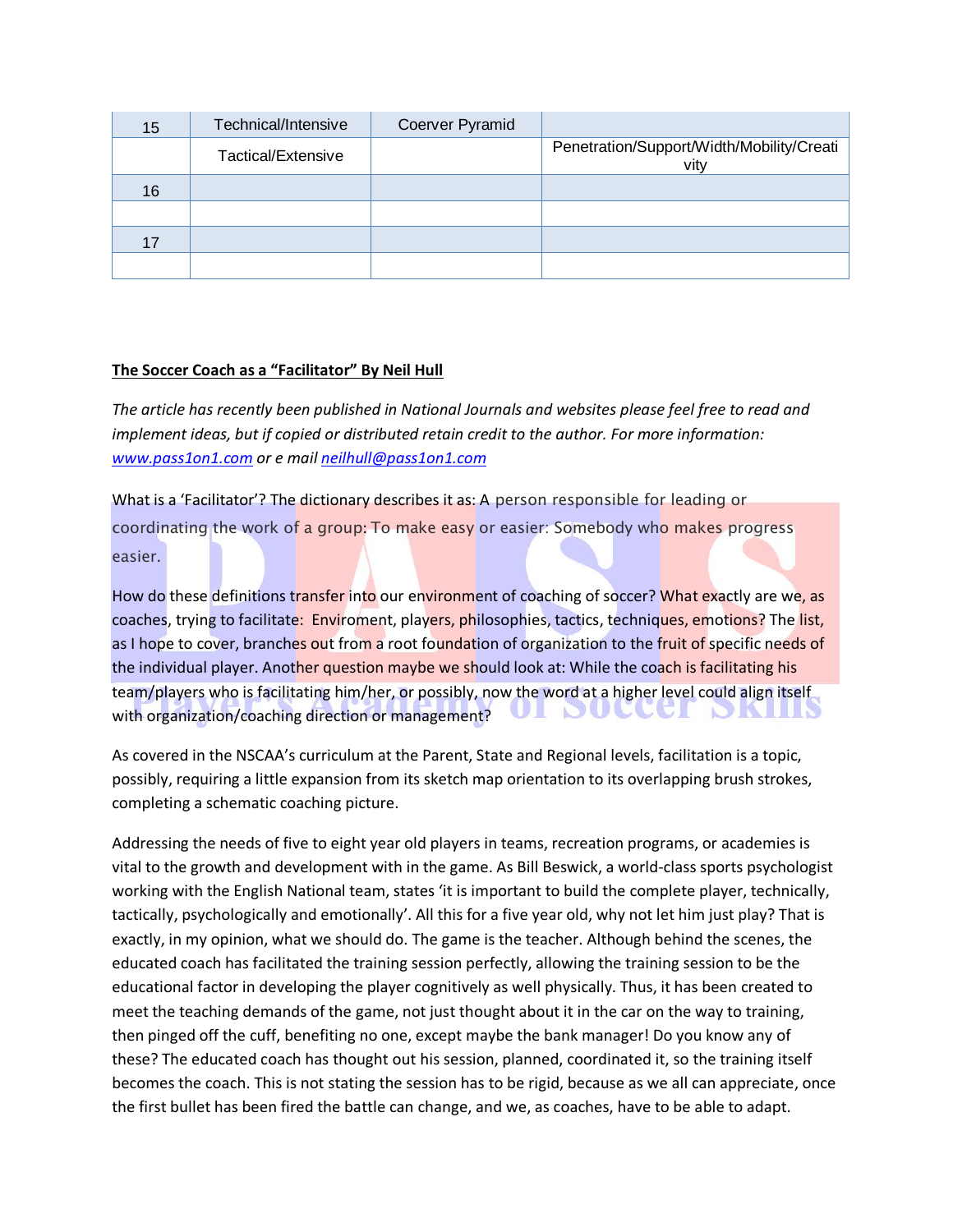| 15 | Technical/Intensive | Coerver Pyramid | |
|---|---|---|---|
| | Tactical/Extensive | | Penetration/Support/Width/Mobility/Creativity |
| 16 | | | |
| | | | |
| 17 | | | |
| | | | |

**The Soccer Coach as a "Facilitator" By Neil Hull**

*The article has recently been published in National Journals and websites please feel free to read and implement ideas, but if copied or distributed retain credit to the author. For more information: [www.pass1on1.com](www.pass1on1.com) or e mail [neilhull@pass1on1.com](mailto:neilhull@pass1on1.com)*

What is a 'Facilitator'? The dictionary describes it as: A person responsible for leading or coordinating the work of a group: To make easy or easier: Somebody who makes progress easier.

How do these definitions transfer into our environment of coaching of soccer? What exactly are we, as coaches, trying to facilitate: Enviroment, players, philosophies, tactics, techniques, emotions? The list, as I hope to cover, branches out from a root foundation of organization to the fruit of specific needs of the individual player. Another question maybe we should look at: While the coach is facilitating his team/players who is facilitating him/her, or possibly, now the word at a higher level could align itself with organization/coaching direction or management?

As covered in the NSCAA's curriculum at the Parent, State and Regional levels, facilitation is a topic, possibly, requiring a little expansion from its sketch map orientation to its overlapping brush strokes, completing a schematic coaching picture.

Addressing the needs of five to eight year old players in teams, recreation programs, or academies is vital to the growth and development with in the game. As Bill Beswick, a world-class sports psychologist working with the English National team, states 'it is important to build the complete player, technically, tactically, psychologically and emotionally'. All this for a five year old, why not let him just play? That is exactly, in my opinion, what we should do. The game is the teacher. Although behind the scenes, the educated coach has facilitated the training session perfectly, allowing the training session to be the educational factor in developing the player cognitively as well physically. Thus, it has been created to meet the teaching demands of the game, not just thought about it in the car on the way to training, then pinged off the cuff, benefiting no one, except maybe the bank manager! Do you know any of these? The educated coach has thought out his session, planned, coordinated it, so the training itself becomes the coach. This is not stating the session has to be rigid, because as we all can appreciate, once the first bullet has been fired the battle can change, and we, as coaches, have to be able to adapt.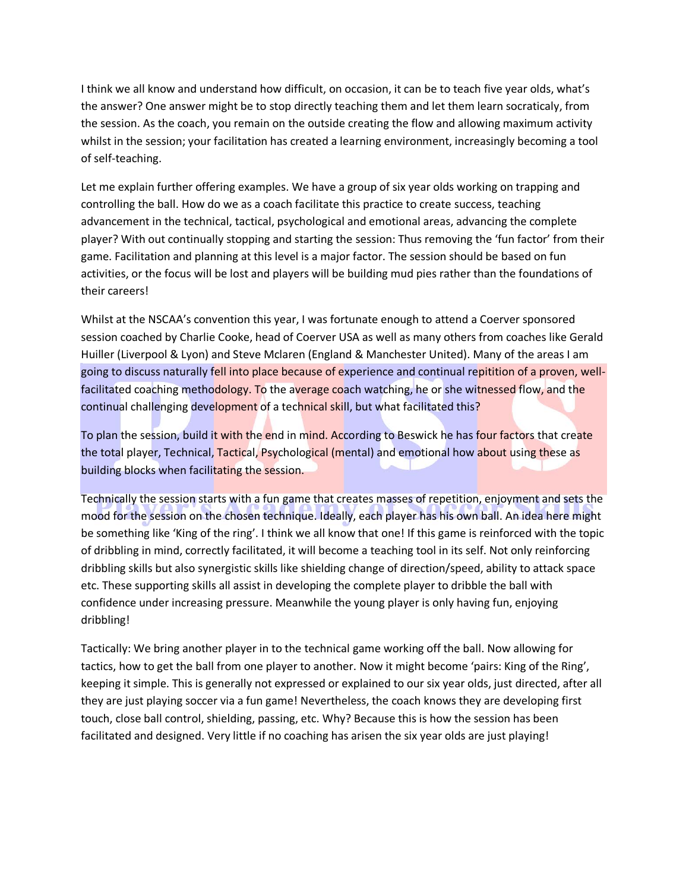I think we all know and understand how difficult, on occasion, it can be to teach five year olds, what's the answer? One answer might be to stop directly teaching them and let them learn socraticaly, from the session. As the coach, you remain on the outside creating the flow and allowing maximum activity whilst in the session; your facilitation has created a learning environment, increasingly becoming a tool of self-teaching.

Let me explain further offering examples. We have a group of six year olds working on trapping and controlling the ball. How do we as a coach facilitate this practice to create success, teaching advancement in the technical, tactical, psychological and emotional areas, advancing the complete player? With out continually stopping and starting the session: Thus removing the 'fun factor' from their game. Facilitation and planning at this level is a major factor. The session should be based on fun activities, or the focus will be lost and players will be building mud pies rather than the foundations of their careers!

Whilst at the NSCAA's convention this year, I was fortunate enough to attend a Coerver sponsored session coached by Charlie Cooke, head of Coerver USA as well as many others from coaches like Gerald Huiller (Liverpool & Lyon) and Steve Mclaren (England & Manchester United). Many of the areas I am going to discuss naturally fell into place because of experience and continual repitition of a proven, well-facilitated coaching methodology. To the average coach watching, he or she witnessed flow, and the continual challenging development of a technical skill, but what facilitated this?

To plan the session, build it with the end in mind. According to Beswick he has four factors that create the total player, Technical, Tactical, Psychological (mental) and emotional how about using these as building blocks when facilitating the session.

Technically the session starts with a fun game that creates masses of repetition, enjoyment and sets the mood for the session on the chosen technique. Ideally, each player has his own ball. An idea here might be something like 'King of the ring'. I think we all know that one! If this game is reinforced with the topic of dribbling in mind, correctly facilitated, it will become a teaching tool in its self. Not only reinforcing dribbling skills but also synergistic skills like shielding change of direction/speed, ability to attack space etc. These supporting skills all assist in developing the complete player to dribble the ball with confidence under increasing pressure. Meanwhile the young player is only having fun, enjoying dribbling!

Tactically: We bring another player in to the technical game working off the ball. Now allowing for tactics, how to get the ball from one player to another. Now it might become 'pairs: King of the Ring', keeping it simple. This is generally not expressed or explained to our six year olds, just directed, after all they are just playing soccer via a fun game! Nevertheless, the coach knows they are developing first touch, close ball control, shielding, passing, etc. Why? Because this is how the session has been facilitated and designed. Very little if no coaching has arisen the six year olds are just playing!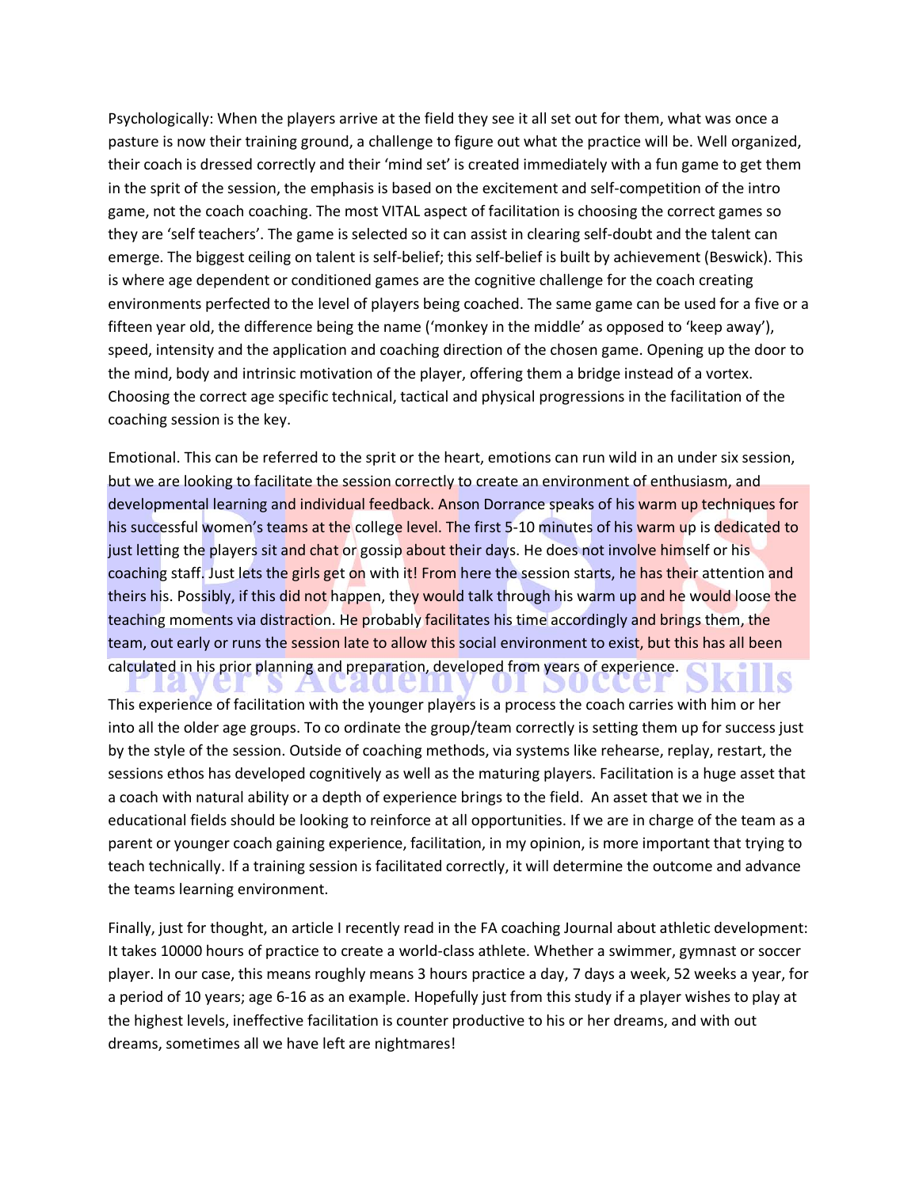Psychologically: When the players arrive at the field they see it all set out for them, what was once a pasture is now their training ground, a challenge to figure out what the practice will be. Well organized, their coach is dressed correctly and their 'mind set' is created immediately with a fun game to get them in the sprit of the session, the emphasis is based on the excitement and self-competition of the intro game, not the coach coaching. The most VITAL aspect of facilitation is choosing the correct games so they are 'self teachers'. The game is selected so it can assist in clearing self-doubt and the talent can emerge. The biggest ceiling on talent is self-belief; this self-belief is built by achievement (Beswick). This is where age dependent or conditioned games are the cognitive challenge for the coach creating environments perfected to the level of players being coached. The same game can be used for a five or a fifteen year old, the difference being the name ('monkey in the middle' as opposed to 'keep away'), speed, intensity and the application and coaching direction of the chosen game. Opening up the door to the mind, body and intrinsic motivation of the player, offering them a bridge instead of a vortex. Choosing the correct age specific technical, tactical and physical progressions in the facilitation of the coaching session is the key.

Emotional. This can be referred to the sprit or the heart, emotions can run wild in an under six session, but we are looking to facilitate the session correctly to create an environment of enthusiasm, and developmental learning and individual feedback. Anson Dorrance speaks of his warm up techniques for his successful women's teams at the college level. The first 5-10 minutes of his warm up is dedicated to just letting the players sit and chat or gossip about their days. He does not involve himself or his coaching staff. Just lets the girls get on with it! From here the session starts, he has their attention and theirs his. Possibly, if this did not happen, they would talk through his warm up and he would loose the teaching moments via distraction. He probably facilitates his time accordingly and brings them, the team, out early or runs the session late to allow this social environment to exist, but this has all been calculated in his prior planning and preparation, developed from years of experience.

This experience of facilitation with the younger players is a process the coach carries with him or her into all the older age groups. To co ordinate the group/team correctly is setting them up for success just by the style of the session. Outside of coaching methods, via systems like rehearse, replay, restart, the sessions ethos has developed cognitively as well as the maturing players. Facilitation is a huge asset that a coach with natural ability or a depth of experience brings to the field. An asset that we in the educational fields should be looking to reinforce at all opportunities. If we are in charge of the team as a parent or younger coach gaining experience, facilitation, in my opinion, is more important that trying to teach technically. If a training session is facilitated correctly, it will determine the outcome and advance the teams learning environment.

Finally, just for thought, an article I recently read in the FA coaching Journal about athletic development: It takes 10000 hours of practice to create a world-class athlete. Whether a swimmer, gymnast or soccer player. In our case, this means roughly means 3 hours practice a day, 7 days a week, 52 weeks a year, for a period of 10 years; age 6-16 as an example. Hopefully just from this study if a player wishes to play at the highest levels, ineffective facilitation is counter productive to his or her dreams, and with out dreams, sometimes all we have left are nightmares!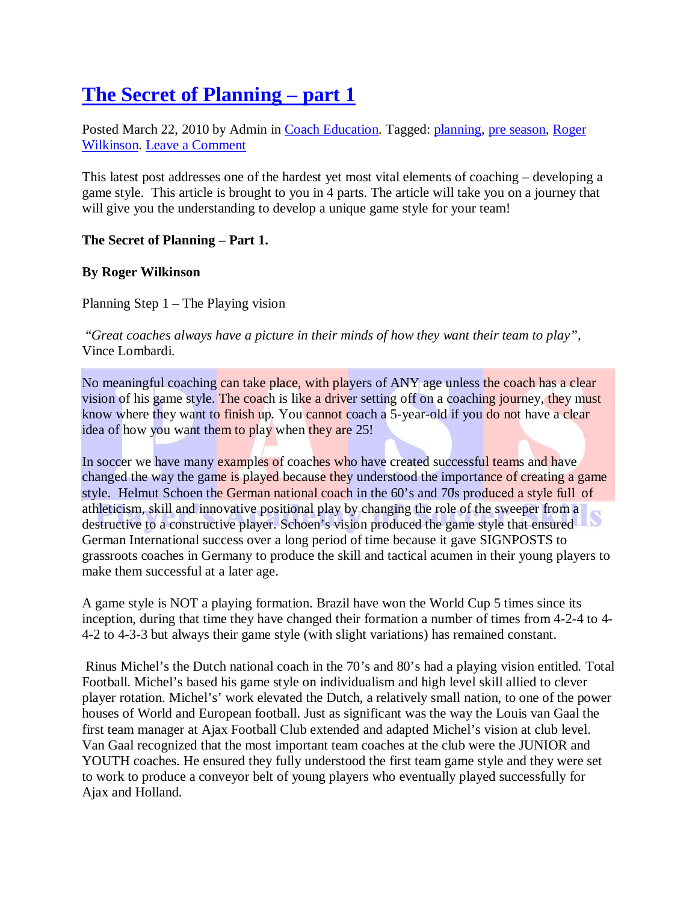# The Secret of Planning – part 1

Posted March 22, 2010 by Admin in Coach Education. Tagged: planning, pre season, Roger Wilkinson. Leave a Comment

This latest post addresses one of the hardest yet most vital elements of coaching – developing a game style. This article is brought to you in 4 parts. The article will take you on a journey that will give you the understanding to develop a unique game style for your team!

**The Secret of Planning – Part 1.**

**By Roger Wilkinson**

Planning Step 1 – The Playing vision

*"Great coaches always have a picture in their minds of how they want their team to play"*, Vince Lombardi.

No meaningful coaching can take place, with players of ANY age unless the coach has a clear vision of his game style. The coach is like a driver setting off on a coaching journey, they must know where they want to finish up. You cannot coach a 5-year-old if you do not have a clear idea of how you want them to play when they are 25!

In soccer we have many examples of coaches who have created successful teams and have changed the way the game is played because they understood the importance of creating a game style. Helmut Schoen the German national coach in the 60's and 70's produced a style full of athleticism, skill and innovative positional play by changing the role of the sweeper from a destructive to a constructive player. Schoen's vision produced the game style that ensured German International success over a long period of time because it gave SIGNPOSTS to grassroots coaches in Germany to produce the skill and tactical acumen in their young players to make them successful at a later age.

A game style is NOT a playing formation. Brazil have won the World Cup 5 times since its inception, during that time they have changed their formation a number of times from 4-2-4 to 4-4-2 to 4-3-3 but always their game style (with slight variations) has remained constant.

Rinus Michel's the Dutch national coach in the 70's and 80's had a playing vision entitled. Total Football. Michel's based his game style on individualism and high level skill allied to clever player rotation. Michel's' work elevated the Dutch, a relatively small nation, to one of the power houses of World and European football. Just as significant was the way the Louis van Gaal the first team manager at Ajax Football Club extended and adapted Michel's vision at club level. Van Gaal recognized that the most important team coaches at the club were the JUNIOR and YOUTH coaches. He ensured they fully understood the first team game style and they were set to work to produce a conveyor belt of young players who eventually played successfully for Ajax and Holland.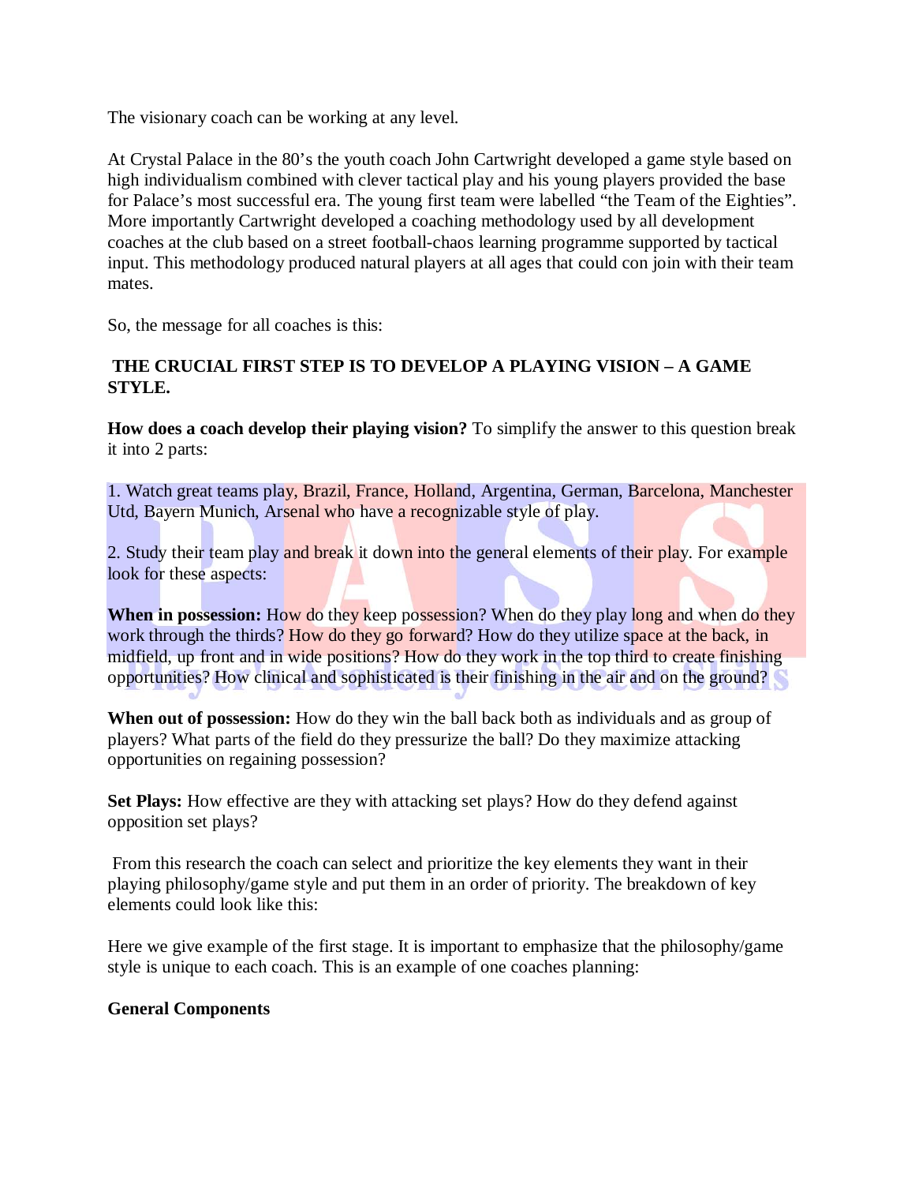The visionary coach can be working at any level.

At Crystal Palace in the 80's the youth coach John Cartwright developed a game style based on high individualism combined with clever tactical play and his young players provided the base for Palace's most successful era. The young first team were labelled "the Team of the Eighties". More importantly Cartwright developed a coaching methodology used by all development coaches at the club based on a street football-chaos learning programme supported by tactical input. This methodology produced natural players at all ages that could con join with their team mates.

So, the message for all coaches is this:

**THE CRUCIAL FIRST STEP IS TO DEVELOP A PLAYING VISION – A GAME STYLE.**

**How does a coach develop their playing vision?** To simplify the answer to this question break it into 2 parts:

1. Watch great teams play, Brazil, France, Holland, Argentina, German, Barcelona, Manchester Utd, Bayern Munich, Arsenal who have a recognizable style of play.

2. Study their team play and break it down into the general elements of their play. For example look for these aspects:

**When in possession:** How do they keep possession? When do they play long and when do they work through the thirds? How do they go forward? How do they utilize space at the back, in midfield, up front and in wide positions? How do they work in the top third to create finishing opportunities? How clinical and sophisticated is their finishing in the air and on the ground?

**When out of possession:** How do they win the ball back both as individuals and as group of players? What parts of the field do they pressurize the ball? Do they maximize attacking opportunities on regaining possession?

**Set Plays:** How effective are they with attacking set plays? How do they defend against opposition set plays?

From this research the coach can select and prioritize the key elements they want in their playing philosophy/game style and put them in an order of priority. The breakdown of key elements could look like this:

Here we give example of the first stage. It is important to emphasize that the philosophy/game style is unique to each coach. This is an example of one coaches planning:

**General Components**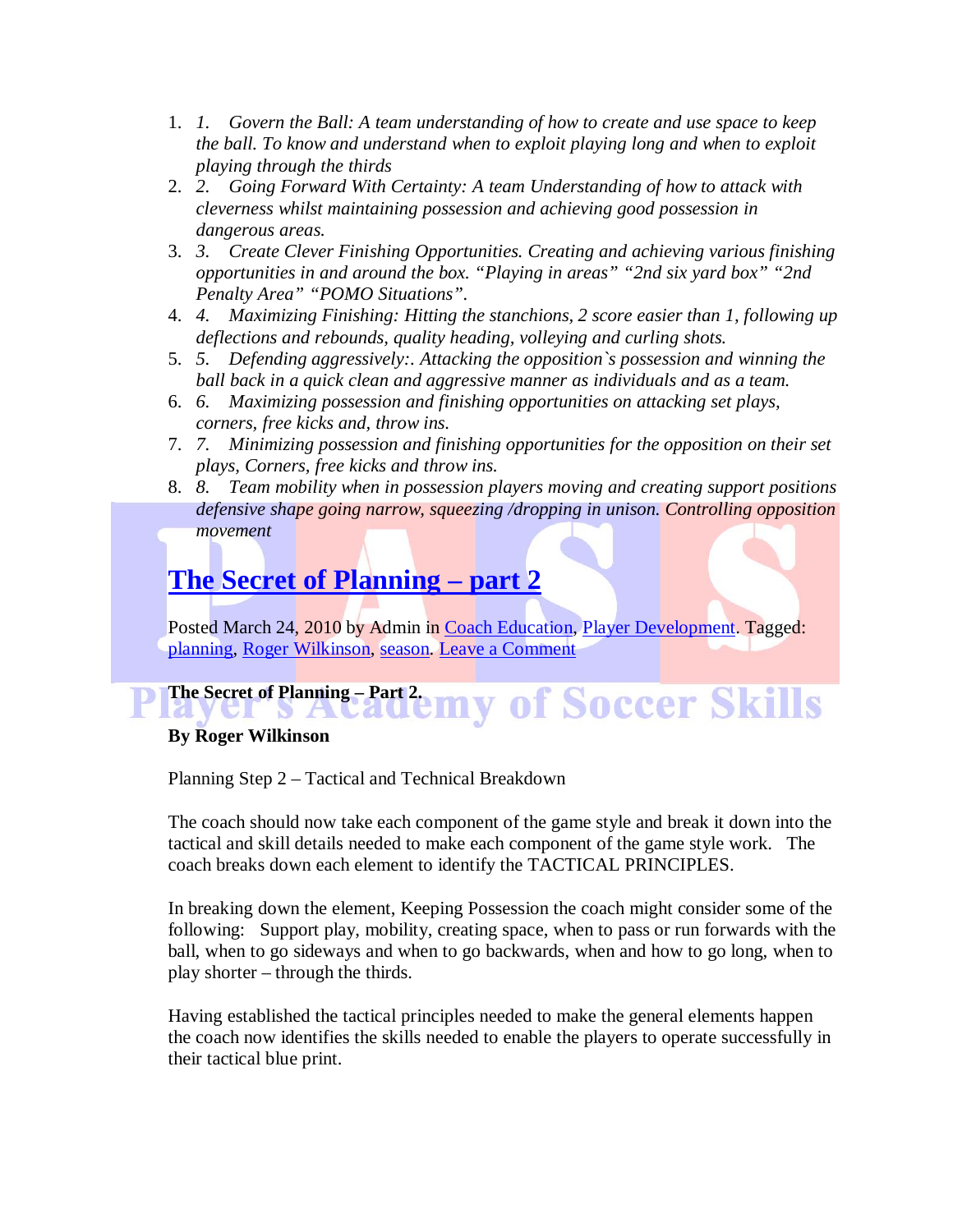1. *1. Govern the Ball: A team understanding of how to create and use space to keep the ball. To know and understand when to exploit playing long and when to exploit playing through the thirds*
2. *2. Going Forward With Certainty: A team Understanding of how to attack with cleverness whilst maintaining possession and achieving good possession in dangerous areas.*
3. *3. Create Clever Finishing Opportunities. Creating and achieving various finishing opportunities in and around the box. "Playing in areas" "2nd six yard box" "2nd Penalty Area" "POMO Situations".*
4. *4. Maximizing Finishing: Hitting the stanchions, 2 score easier than 1, following up deflections and rebounds, quality heading, volleying and curling shots.*
5. *5. Defending aggressively:. Attacking the opposition`s possession and winning the ball back in a quick clean and aggressive manner as individuals and as a team.*
6. *6. Maximizing possession and finishing opportunities on attacking set plays, corners, free kicks and, throw ins.*
7. *7. Minimizing possession and finishing opportunities for the opposition on their set plays, Corners, free kicks and throw ins.*
8. *8. Team mobility when in possession players moving and creating support positions defensive shape going narrow, squeezing /dropping in unison. Controlling opposition movement*

## The Secret of Planning – part 2

Posted March 24, 2010 by Admin in Coach Education, Player Development. Tagged: planning, Roger Wilkinson, season. Leave a Comment

**The Secret of Planning – Part 2.**

**By Roger Wilkinson**

Planning Step 2 – Tactical and Technical Breakdown

The coach should now take each component of the game style and break it down into the tactical and skill details needed to make each component of the game style work. The coach breaks down each element to identify the TACTICAL PRINCIPLES.

In breaking down the element, Keeping Possession the coach might consider some of the following: Support play, mobility, creating space, when to pass or run forwards with the ball, when to go sideways and when to go backwards, when and how to go long, when to play shorter – through the thirds.

Having established the tactical principles needed to make the general elements happen the coach now identifies the skills needed to enable the players to operate successfully in their tactical blue print.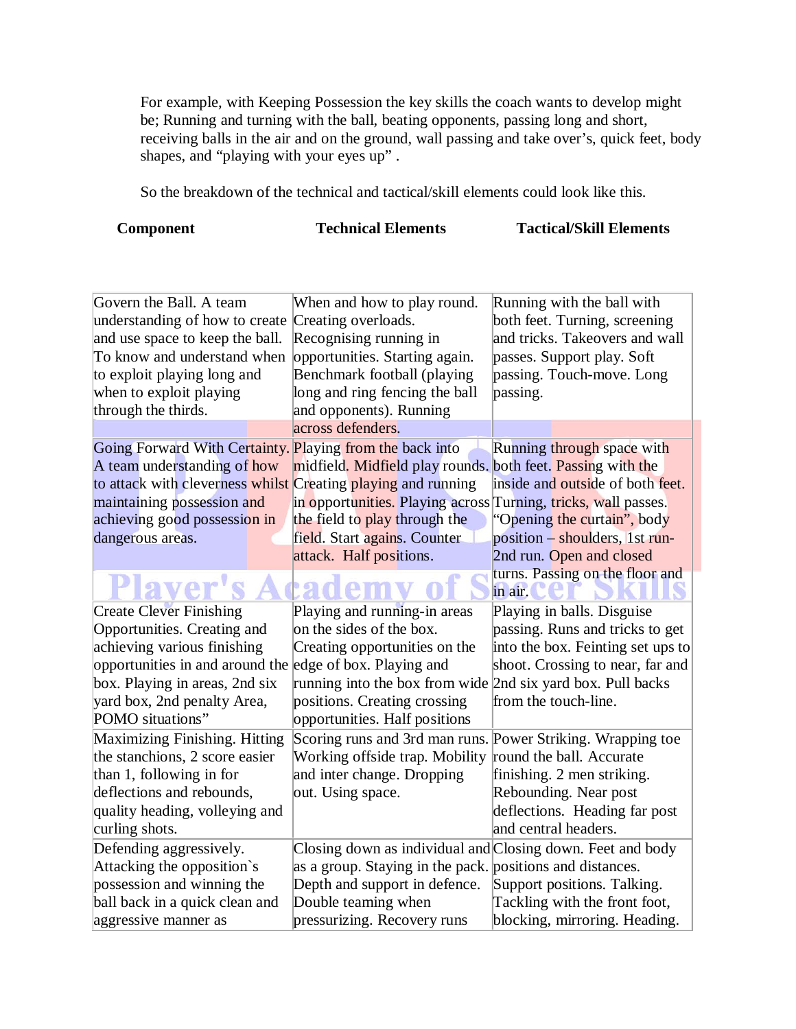For example, with Keeping Possession the key skills the coach wants to develop might be; Running and turning with the ball, beating opponents, passing long and short, receiving balls in the air and on the ground, wall passing and take over's, quick feet, body shapes, and "playing with your eyes up" .

So the breakdown of the technical and tactical/skill elements could look like this.

| **Component** | **Technical Elements** | **Tactical/Skill Elements** |
|---|---|---|
| Govern the Ball. A team understanding of how to create and use space to keep the ball. To know and understand when to exploit playing long and when to exploit playing through the thirds. | When and how to play round. Creating overloads. Recognising running in opportunities. Starting again. Benchmark football (playing long and ring fencing the ball and opponents). Running across defenders. | Running with the ball with both feet. Turning, screening and tricks. Takeovers and wall passes. Support play. Soft passing. Touch-move. Long passing. |
| Going Forward With Certainty. A team understanding of how to attack with cleverness whilst maintaining possession and achieving good possession in dangerous areas. | Playing from the back into midfield. Midfield play rounds. Creating playing and running in opportunities. Playing across the field to play through the field. Start agains. Counter attack. Half positions. | Running through space with both feet. Passing with the inside and outside of both feet. Turning, tricks, wall passes. "Opening the curtain", body position – shoulders, 1st run-2nd run. Open and closed turns. Passing on the floor and in air. |
| Create Clever Finishing Opportunities. Creating and achieving various finishing opportunities in and around the box. Playing in areas, 2nd six yard box, 2nd penalty Area, POMO situations" | Playing and running-in areas on the sides of the box. Creating opportunities on the edge of box. Playing and running into the box from wide positions. Creating crossing opportunities. Half positions | Playing in balls. Disguise passing. Runs and tricks to get into the box. Feinting set ups to shoot. Crossing to near, far and 2nd six yard box. Pull backs from the touch-line. |
| Maximizing Finishing. Hitting the stanchions, 2 score easier than 1, following in for deflections and rebounds, quality heading, volleying and curling shots. | Scoring runs and 3rd man runs. Working offside trap. Mobility and inter change. Dropping out. Using space. | Power Striking. Wrapping toe round the ball. Accurate finishing. 2 men striking. Rebounding. Near post deflections. Heading far post and central headers. |
| Defending aggressively. Attacking the opposition`s possession and winning the ball back in a quick clean and aggressive manner as | Closing down as individual and as a group. Staying in the pack. Depth and support in defence. Double teaming when pressurizing. Recovery runs | Closing down. Feet and body positions and distances. Support positions. Talking. Tackling with the front foot, blocking, mirroring. Heading. |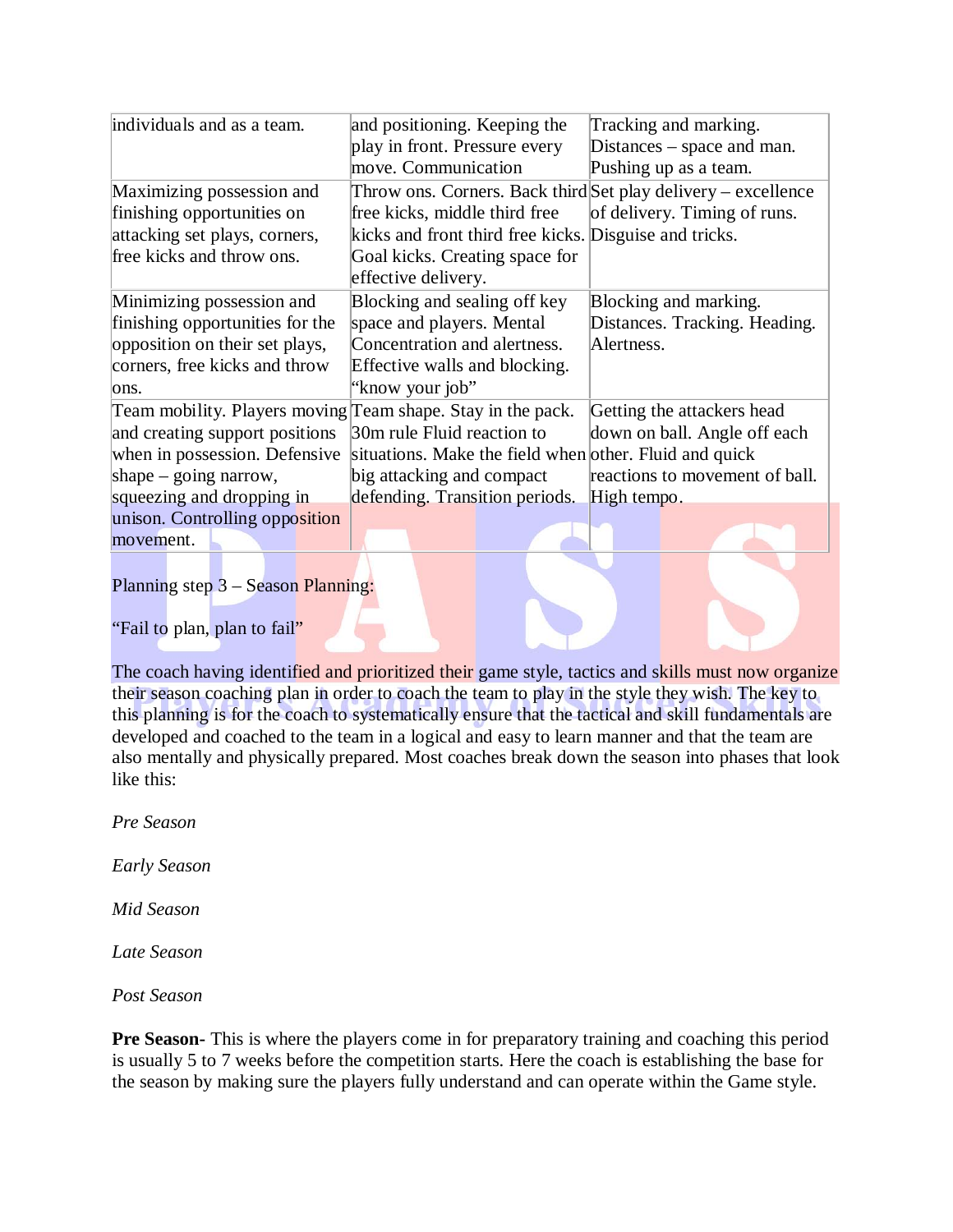| | | |
|---|---|---|
| individuals and as a team. | and positioning. Keeping the play in front. Pressure every move. Communication | Tracking and marking. Distances – space and man. Pushing up as a team. |
| Maximizing possession and finishing opportunities on attacking set plays, corners, free kicks and throw ons. | Throw ons. Corners. Back third free kicks, middle third free kicks and front third free kicks. Goal kicks. Creating space for effective delivery. | Set play delivery – excellence of delivery. Timing of runs. Disguise and tricks. |
| Minimizing possession and finishing opportunities for the opposition on their set plays, corners, free kicks and throw ons. | Blocking and sealing off key space and players. Mental Concentration and alertness. Effective walls and blocking. "know your job" | Blocking and marking. Distances. Tracking. Heading. Alertness. |
| Team mobility. Players moving and creating support positions when in possession. Defensive shape – going narrow, squeezing and dropping in unison. Controlling opposition movement. | Team shape. Stay in the pack. 30m rule Fluid reaction to situations. Make the field when big attacking and compact defending. Transition periods. | Getting the attackers head down on ball. Angle off each other. Fluid and quick reactions to movement of ball. High tempo. |

Planning step 3 – Season Planning:

"Fail to plan, plan to fail"

The coach having identified and prioritized their game style, tactics and skills must now organize their season coaching plan in order to coach the team to play in the style they wish. The key to this planning is for the coach to systematically ensure that the tactical and skill fundamentals are developed and coached to the team in a logical and easy to learn manner and that the team are also mentally and physically prepared. Most coaches break down the season into phases that look like this:

*Pre Season*

*Early Season*

*Mid Season*

*Late Season*

*Post Season*

**Pre Season-** This is where the players come in for preparatory training and coaching this period is usually 5 to 7 weeks before the competition starts. Here the coach is establishing the base for the season by making sure the players fully understand and can operate within the Game style.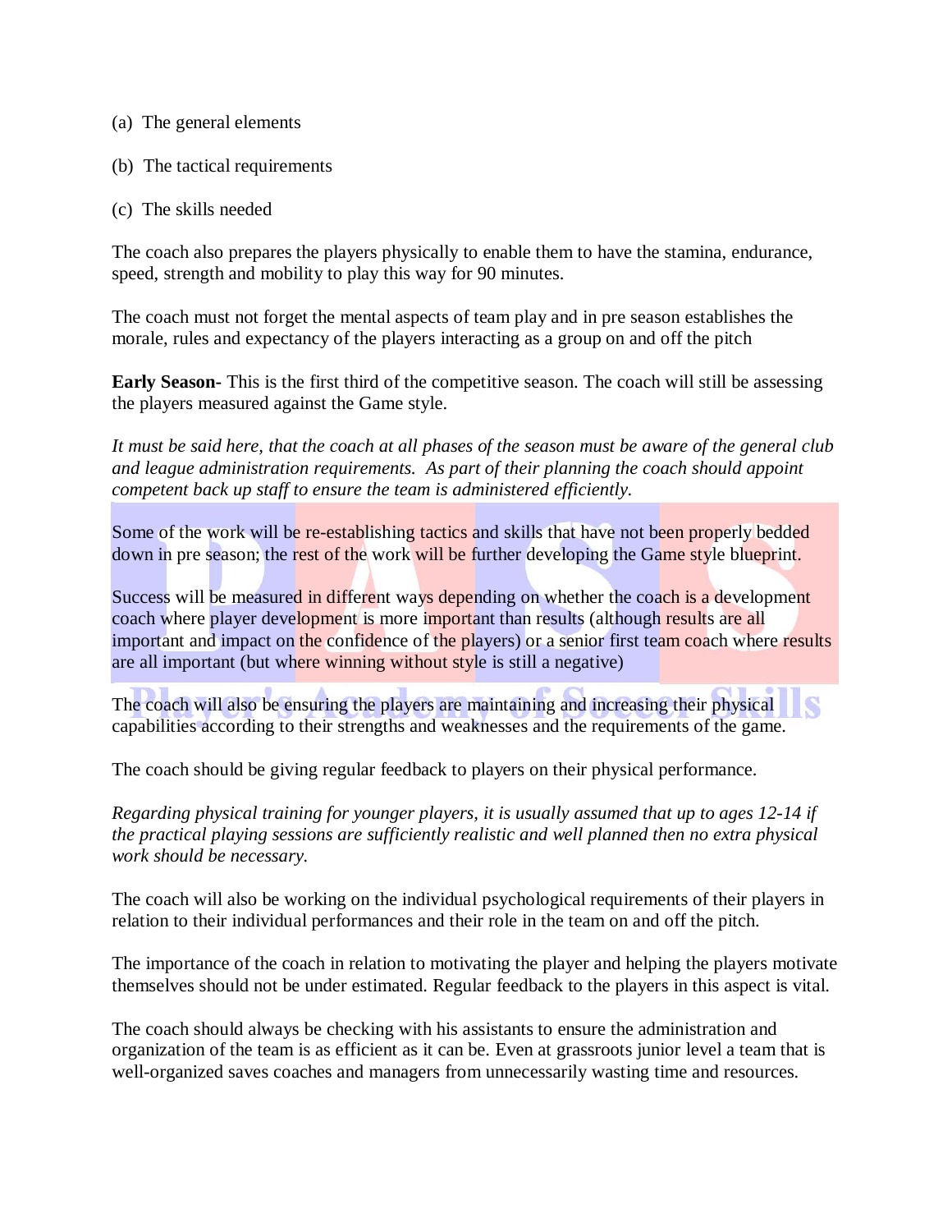(a) The general elements

(b) The tactical requirements

(c) The skills needed

The coach also prepares the players physically to enable them to have the stamina, endurance, speed, strength and mobility to play this way for 90 minutes.

The coach must not forget the mental aspects of team play and in pre season establishes the morale, rules and expectancy of the players interacting as a group on and off the pitch

**Early Season-** This is the first third of the competitive season. The coach will still be assessing the players measured against the Game style.

*It must be said here, that the coach at all phases of the season must be aware of the general club and league administration requirements. As part of their planning the coach should appoint competent back up staff to ensure the team is administered efficiently.*

Some of the work will be re-establishing tactics and skills that have not been properly bedded down in pre season; the rest of the work will be further developing the Game style blueprint.

Success will be measured in different ways depending on whether the coach is a development coach where player development is more important than results (although results are all important and impact on the confidence of the players) or a senior first team coach where results are all important (but where winning without style is still a negative)

The coach will also be ensuring the players are maintaining and increasing their physical capabilities according to their strengths and weaknesses and the requirements of the game.

The coach should be giving regular feedback to players on their physical performance.

*Regarding physical training for younger players, it is usually assumed that up to ages 12-14 if the practical playing sessions are sufficiently realistic and well planned then no extra physical work should be necessary.*

The coach will also be working on the individual psychological requirements of their players in relation to their individual performances and their role in the team on and off the pitch.

The importance of the coach in relation to motivating the player and helping the players motivate themselves should not be under estimated. Regular feedback to the players in this aspect is vital.

The coach should always be checking with his assistants to ensure the administration and organization of the team is as efficient as it can be. Even at grassroots junior level a team that is well-organized saves coaches and managers from unnecessarily wasting time and resources.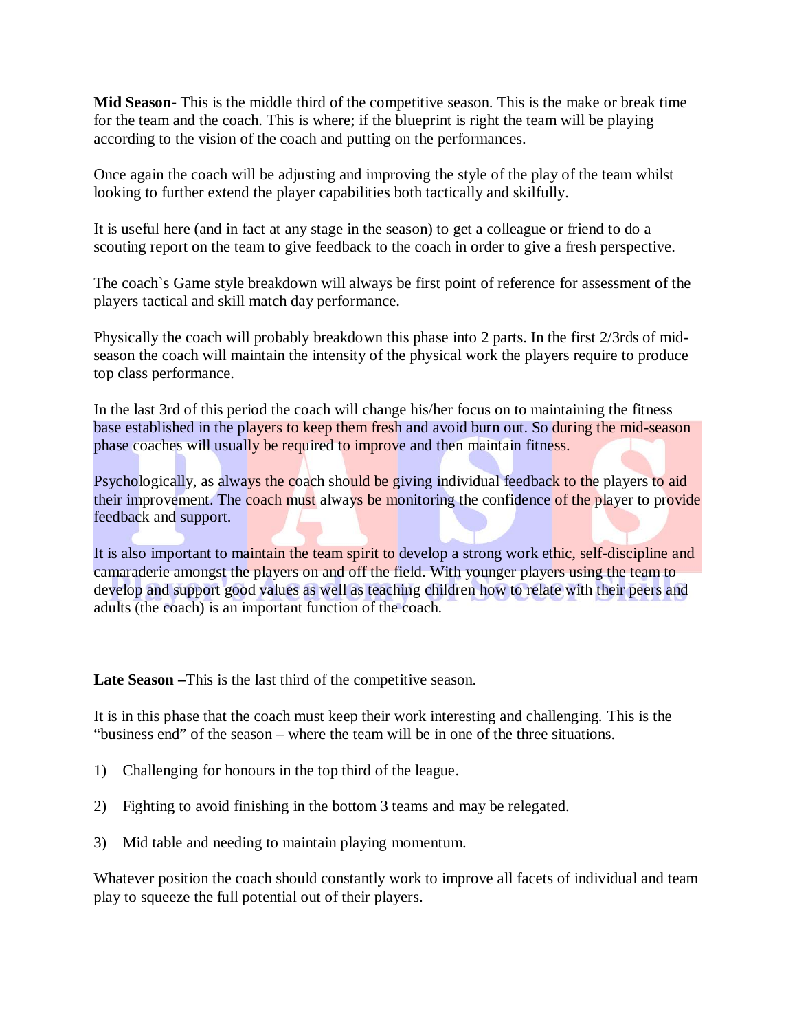**Mid Season-** This is the middle third of the competitive season. This is the make or break time for the team and the coach. This is where; if the blueprint is right the team will be playing according to the vision of the coach and putting on the performances.

Once again the coach will be adjusting and improving the style of the play of the team whilst looking to further extend the player capabilities both tactically and skilfully.

It is useful here (and in fact at any stage in the season) to get a colleague or friend to do a scouting report on the team to give feedback to the coach in order to give a fresh perspective.

The coach`s Game style breakdown will always be first point of reference for assessment of the players tactical and skill match day performance.

Physically the coach will probably breakdown this phase into 2 parts. In the first 2/3rds of mid-season the coach will maintain the intensity of the physical work the players require to produce top class performance.

In the last 3rd of this period the coach will change his/her focus on to maintaining the fitness base established in the players to keep them fresh and avoid burn out. So during the mid-season phase coaches will usually be required to improve and then maintain fitness.

Psychologically, as always the coach should be giving individual feedback to the players to aid their improvement. The coach must always be monitoring the confidence of the player to provide feedback and support.

It is also important to maintain the team spirit to develop a strong work ethic, self-discipline and camaraderie amongst the players on and off the field. With younger players using the team to develop and support good values as well as teaching children how to relate with their peers and adults (the coach) is an important function of the coach.

**Late Season –**This is the last third of the competitive season.

It is in this phase that the coach must keep their work interesting and challenging. This is the "business end" of the season – where the team will be in one of the three situations.

1) Challenging for honours in the top third of the league.

2) Fighting to avoid finishing in the bottom 3 teams and may be relegated.

3) Mid table and needing to maintain playing momentum.

Whatever position the coach should constantly work to improve all facets of individual and team play to squeeze the full potential out of their players.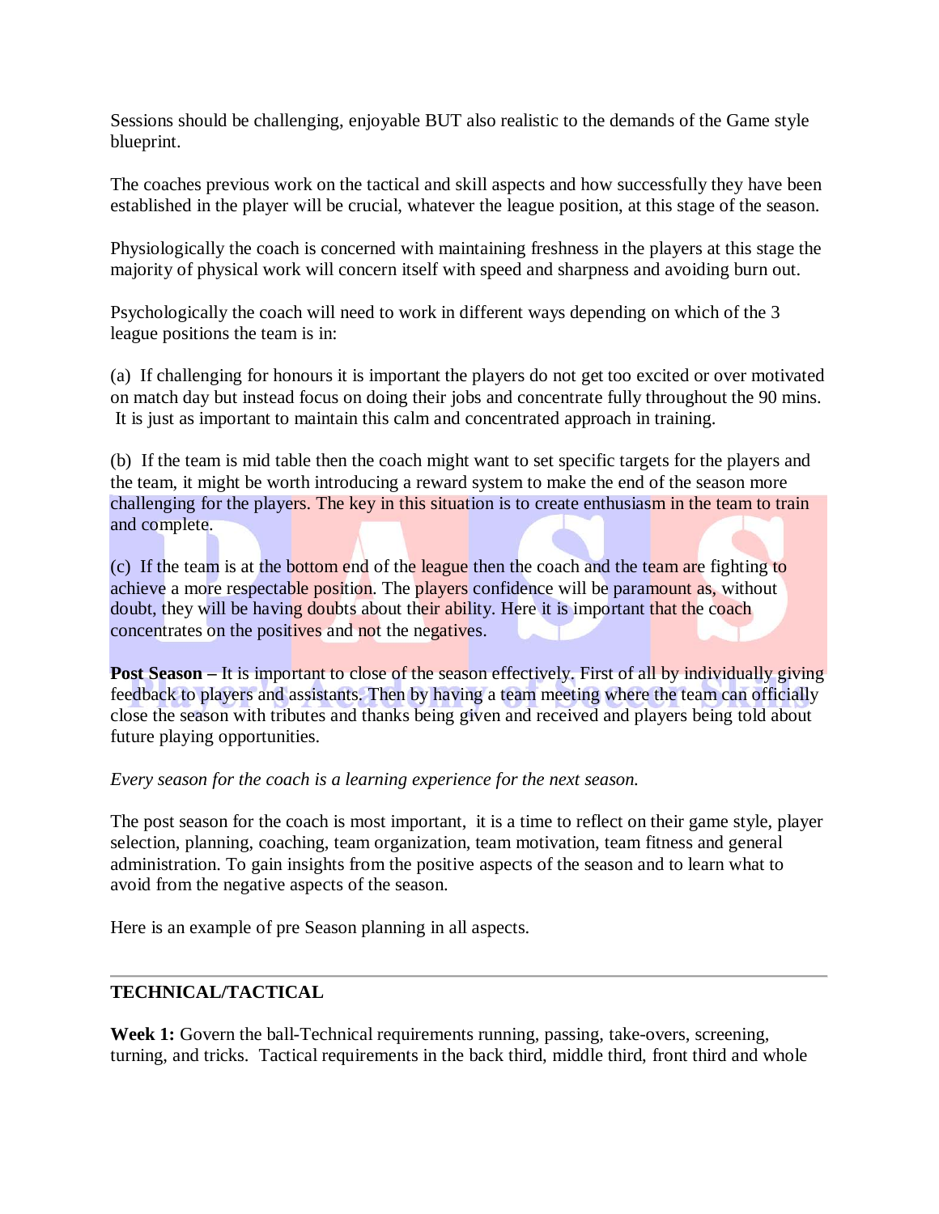Sessions should be challenging, enjoyable BUT also realistic to the demands of the Game style blueprint.

The coaches previous work on the tactical and skill aspects and how successfully they have been established in the player will be crucial, whatever the league position, at this stage of the season.

Physiologically the coach is concerned with maintaining freshness in the players at this stage the majority of physical work will concern itself with speed and sharpness and avoiding burn out.

Psychologically the coach will need to work in different ways depending on which of the 3 league positions the team is in:

(a) If challenging for honours it is important the players do not get too excited or over motivated on match day but instead focus on doing their jobs and concentrate fully throughout the 90 mins. It is just as important to maintain this calm and concentrated approach in training.

(b) If the team is mid table then the coach might want to set specific targets for the players and the team, it might be worth introducing a reward system to make the end of the season more challenging for the players. The key in this situation is to create enthusiasm in the team to train and complete.

(c) If the team is at the bottom end of the league then the coach and the team are fighting to achieve a more respectable position. The players confidence will be paramount as, without doubt, they will be having doubts about their ability. Here it is important that the coach concentrates on the positives and not the negatives.

**Post Season –** It is important to close of the season effectively. First of all by individually giving feedback to players and assistants. Then by having a team meeting where the team can officially close the season with tributes and thanks being given and received and players being told about future playing opportunities.

*Every season for the coach is a learning experience for the next season.*

The post season for the coach is most important, it is a time to reflect on their game style, player selection, planning, coaching, team organization, team motivation, team fitness and general administration. To gain insights from the positive aspects of the season and to learn what to avoid from the negative aspects of the season.

Here is an example of pre Season planning in all aspects.

---

**TECHNICAL/TACTICAL**

**Week 1:** Govern the ball-Technical requirements running, passing, take-overs, screening, turning, and tricks. Tactical requirements in the back third, middle third, front third and whole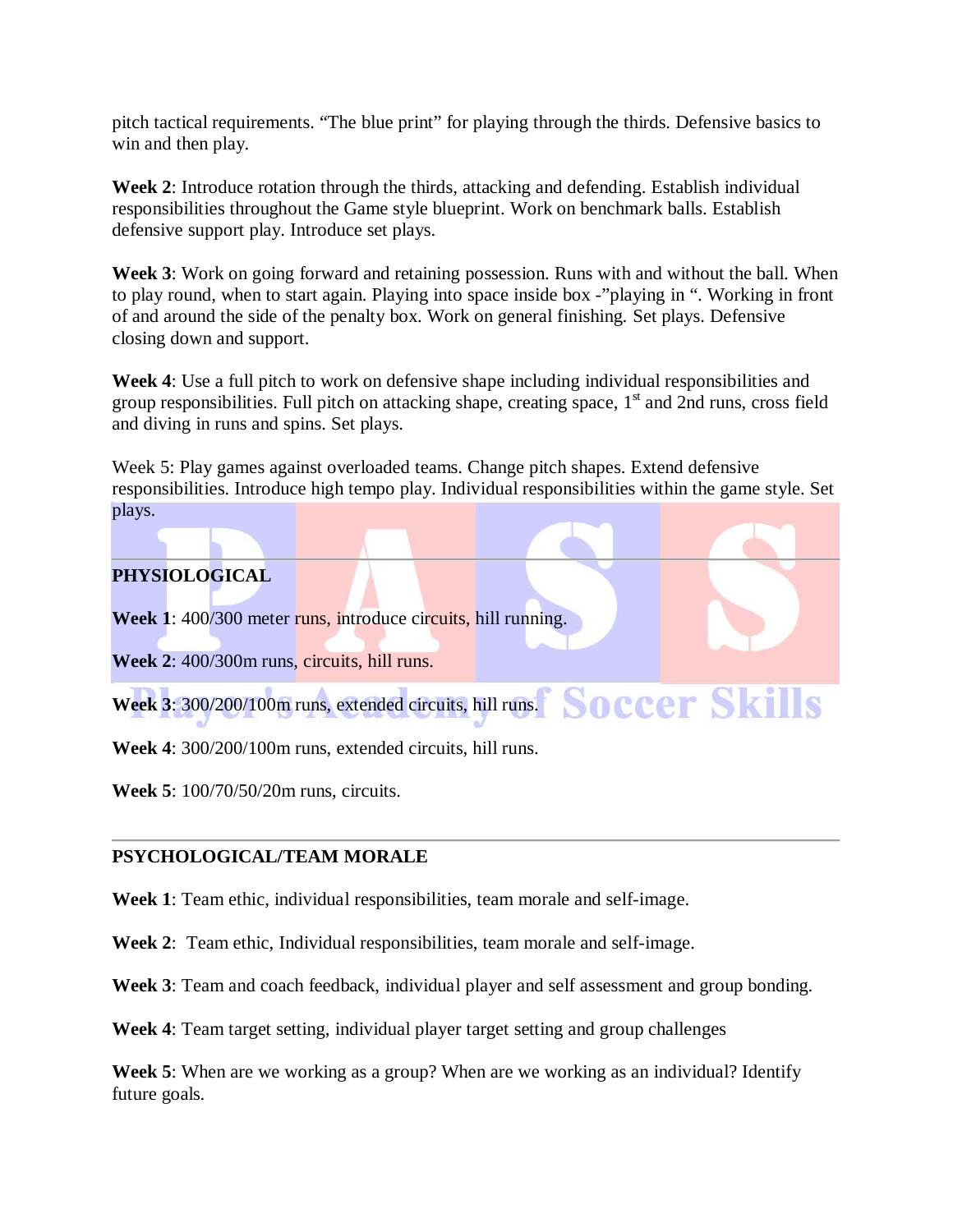pitch tactical requirements. “The blue print” for playing through the thirds. Defensive basics to win and then play.

**Week 2**: Introduce rotation through the thirds, attacking and defending. Establish individual responsibilities throughout the Game style blueprint. Work on benchmark balls. Establish defensive support play. Introduce set plays.

**Week 3**: Work on going forward and retaining possession. Runs with and without the ball. When to play round, when to start again. Playing into space inside box -”playing in “. Working in front of and around the side of the penalty box. Work on general finishing. Set plays. Defensive closing down and support.

**Week 4**: Use a full pitch to work on defensive shape including individual responsibilities and group responsibilities. Full pitch on attacking shape, creating space, 1st and 2nd runs, cross field and diving in runs and spins. Set plays.

Week 5: Play games against overloaded teams. Change pitch shapes. Extend defensive responsibilities. Introduce high tempo play. Individual responsibilities within the game style. Set plays.

---

**PHYSIOLOGICAL**

**Week 1**: 400/300 meter runs, introduce circuits, hill running.

**Week 2**: 400/300m runs, circuits, hill runs.

**Week 3**: 300/200/100m runs, extended circuits, hill runs.

**Week 4**: 300/200/100m runs, extended circuits, hill runs.

**Week 5**: 100/70/50/20m runs, circuits.

---

**PSYCHOLOGICAL/TEAM MORALE**

**Week 1**: Team ethic, individual responsibilities, team morale and self-image.

**Week 2**: Team ethic, Individual responsibilities, team morale and self-image.

**Week 3**: Team and coach feedback, individual player and self assessment and group bonding.

**Week 4**: Team target setting, individual player target setting and group challenges

**Week 5**: When are we working as a group? When are we working as an individual? Identify future goals.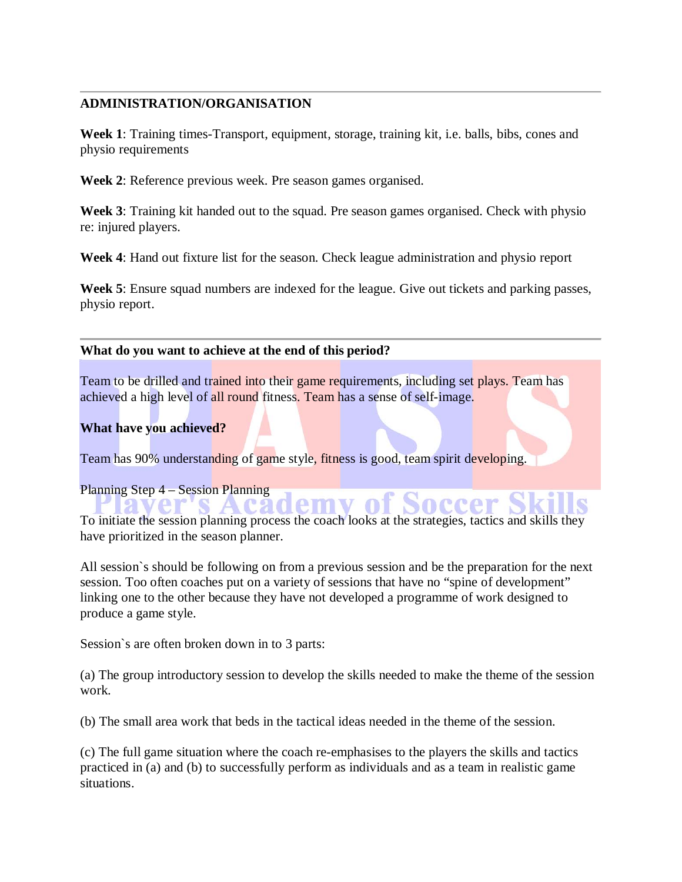---

**ADMINISTRATION/ORGANISATION**

**Week 1**: Training times-Transport, equipment, storage, training kit, i.e. balls, bibs, cones and physio requirements

**Week 2**: Reference previous week. Pre season games organised.

**Week 3**: Training kit handed out to the squad. Pre season games organised. Check with physio re: injured players.

**Week 4**: Hand out fixture list for the season. Check league administration and physio report

**Week 5**: Ensure squad numbers are indexed for the league. Give out tickets and parking passes, physio report.

---

**What do you want to achieve at the end of this period?**

Team to be drilled and trained into their game requirements, including set plays. Team has achieved a high level of all round fitness. Team has a sense of self-image.

**What have you achieved?**

Team has 90% understanding of game style, fitness is good, team spirit developing.

Planning Step 4 – Session Planning

To initiate the session planning process the coach looks at the strategies, tactics and skills they have prioritized in the season planner.

All session`s should be following on from a previous session and be the preparation for the next session. Too often coaches put on a variety of sessions that have no "spine of development" linking one to the other because they have not developed a programme of work designed to produce a game style.

Session`s are often broken down in to 3 parts:

(a) The group introductory session to develop the skills needed to make the theme of the session work.

(b) The small area work that beds in the tactical ideas needed in the theme of the session.

(c) The full game situation where the coach re-emphasises to the players the skills and tactics practiced in (a) and (b) to successfully perform as individuals and as a team in realistic game situations.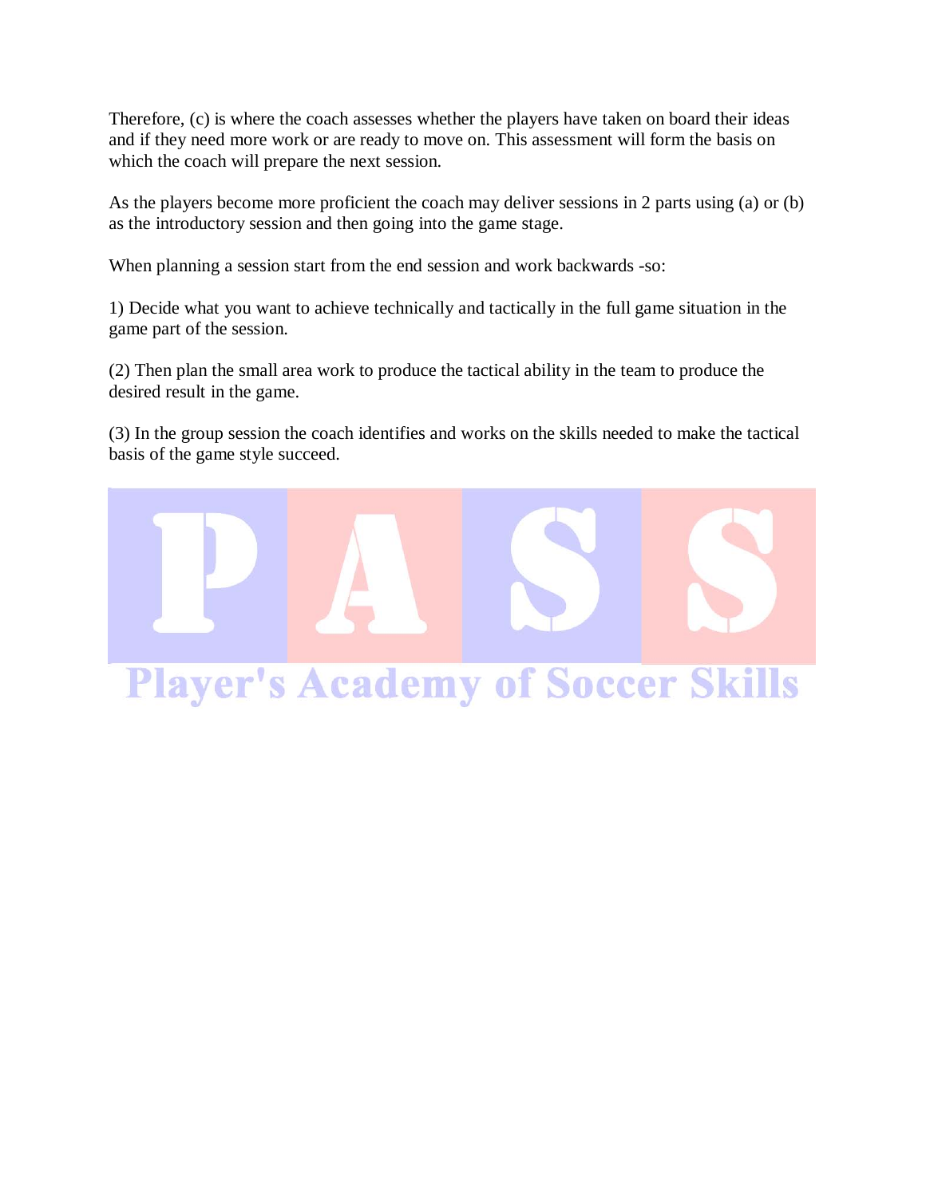Therefore, (c) is where the coach assesses whether the players have taken on board their ideas and if they need more work or are ready to move on. This assessment will form the basis on which the coach will prepare the next session.

As the players become more proficient the coach may deliver sessions in 2 parts using (a) or (b) as the introductory session and then going into the game stage.

When planning a session start from the end session and work backwards -so:

1) Decide what you want to achieve technically and tactically in the full game situation in the game part of the session.

(2) Then plan the small area work to produce the tactical ability in the team to produce the desired result in the game.

(3) In the group session the coach identifies and works on the skills needed to make the tactical basis of the game style succeed.

PASS

Player's Academy of Soccer Skills